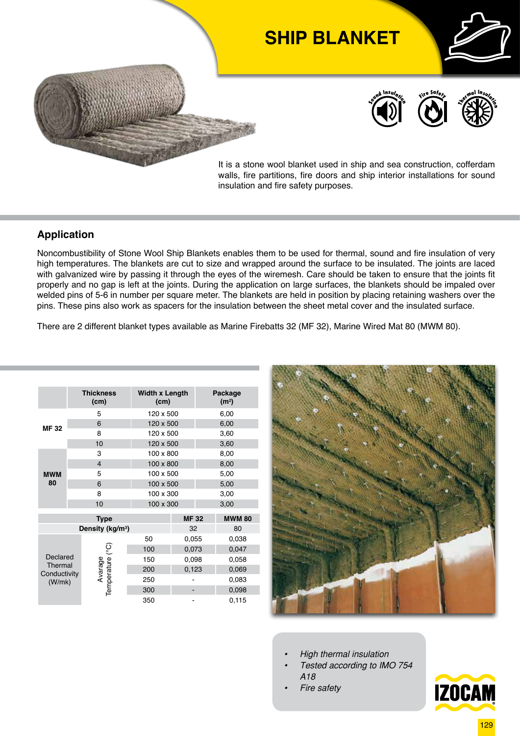# SHIP BLANKET

Sound Insulation · Fire Safety · Thermal Insulation

It is a stone wool blanket used in ship and sea construction, cofferdam walls, fire partitions, fire doors and ship interior installations for sound insulation and fire safety purposes.

## Application

Noncombustibility of Stone Wool Ship Blankets enables them to be used for thermal, sound and fire insulation of very high temperatures. The blankets are cut to size and wrapped around the surface to be insulated. The joints are laced with galvanized wire by passing it through the eyes of the wiremesh. Care should be taken to ensure that the joints fit properly and no gap is left at the joints. During the application on large surfaces, the blankets should be impaled over welded pins of 5-6 in number per square meter. The blankets are held in position by placing retaining washers over the pins. These pins also work as spacers for the insulation between the sheet metal cover and the insulated surface.

There are 2 different blanket types available as Marine Firebatts 32 (MF 32), Marine Wired Mat 80 (MWM 80).

| | Thickness (cm) | Width x Length (cm) | Package (m²) |
|---|---|---|---|
| MF 32 | 5 | 120 x 500 | 6,00 |
| | 6 | 120 x 500 | 6,00 |
| | 8 | 120 x 500 | 3,60 |
| | 10 | 120 x 500 | 3,60 |
| MWM 80 | 3 | 100 x 800 | 8,00 |
| | 4 | 100 x 800 | 8,00 |
| | 5 | 100 x 500 | 5,00 |
| | 6 | 100 x 500 | 5,00 |
| | 8 | 100 x 300 | 3,00 |
| | 10 | 100 x 300 | 3,00 |

| Type | | | MF 32 | MWM 80 |
|---|---|---|---|---|
| Density (kg/m³) | | | 32 | 80 |
| Declared Thermal Conductivity (W/mk) | Avarage Temperature (°C) | 50 | 0,055 | 0,038 |
| | | 100 | 0,073 | 0,047 |
| | | 150 | 0,098 | 0,058 |
| | | 200 | 0,123 | 0,069 |
| | | 250 | - | 0,083 |
| | | 300 | - | 0,098 |
| | | 350 | - | 0,115 |

- *High thermal insulation*
- *Tested according to IMO 754 A18*
- *Fire safety*

IZOCAM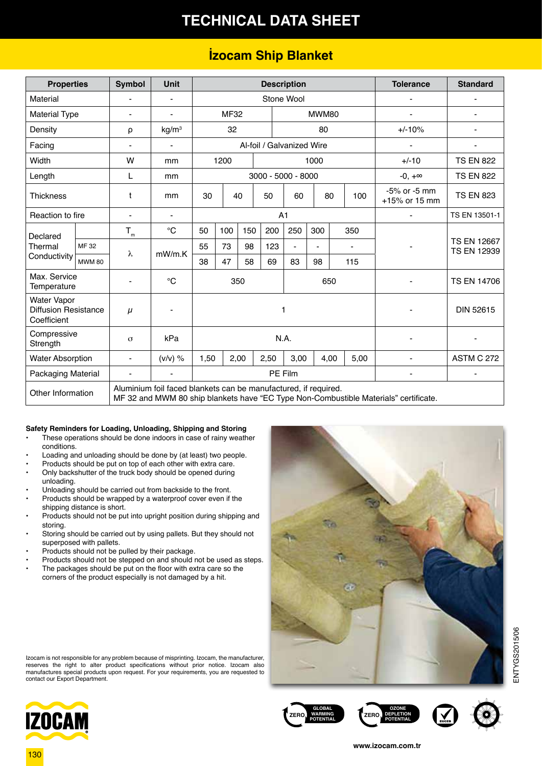# TECHNICAL DATA SHEET

## İzocam Ship Blanket

| Properties | | Symbol | Unit | Description | | | | | | | Tolerance | Standard |
|---|---|---|---|---|---|---|---|---|---|---|---|---|
| Material | | - | - | Stone Wool | | | | | | | - | - |
| Material Type | | - | - | MF32 | | | MWM80 | | | | - | - |
| Density | | ρ | kg/m³ | 32 | | | 80 | | | | +/-10% | - |
| Facing | | - | - | Al-foil / Galvanized Wire | | | | | | | - | - |
| Width | | W | mm | 1200 | | | 1000 | | | | +/-10 | TS EN 822 |
| Length | | L | mm | 3000 - 5000 - 8000 | | | | | | | -0, +∞ | TS EN 822 |
| Thickness | | t | mm | 30 | 40 | | 50 | 60 | 80 | 100 | -5% or -5 mm +15% or 15 mm | TS EN 823 |
| Reaction to fire | | - | - | A1 | | | | | | | - | TS EN 13501-1 |
| Declared Thermal Conductivity | | $T_m$ | °C | 50 | 100 | 150 | 200 | 250 | 300 | 350 | - | TS EN 12667 TS EN 12939 |
| | MF 32 | λ | mW/m.K | 55 | 73 | 98 | 123 | - | - | - | | |
| | MWM 80 | | | 38 | 47 | 58 | 69 | 83 | 98 | 115 | | |
| Max. Service Temperature | | - | °C | 350 | | | | 650 | | | - | TS EN 14706 |
| Water Vapor Diffusion Resistance Coefficient | | μ | - | 1 | | | | | | | - | DIN 52615 |
| Compressive Strength | | σ | kPa | N.A. | | | | | | | - | - |
| Water Absorption | | - | (v/v) % | 1,50 | 2,00 | | 2,50 | 3,00 | 4,00 | 5,00 | - | ASTM C 272 |
| Packaging Material | | - | - | PE Film | | | | | | | - | - |
| Other Information | | Aluminium foil faced blankets can be manufactured, if required. MF 32 and MWM 80 ship blankets have "EC Type Non-Combustible Materials" certificate. | | | | | | | | | | |

**Safety Reminders for Loading, Unloading, Shipping and Storing**

- These operations should be done indoors in case of rainy weather conditions.
- Loading and unloading should be done by (at least) two people.
- Products should be put on top of each other with extra care.
- Only backshutter of the truck body should be opened during unloading.
- Unloading should be carried out from backside to the front.
- Products should be wrapped by a waterproof cover even if the shipping distance is short.
- Products should not be put into upright position during shipping and storing.
- Storing should be carried out by using pallets. But they should not superposed with pallets.
- Products should not be pulled by their package.
- Products should not be stepped on and should not be used as steps.
- The packages should be put on the floor with extra care so the corners of the product especially is not damaged by a hit.

Izocam is not responsible for any problem because of misprinting. Izocam, the manufacturer, reserves the right to alter product specifications without prior notice. Izocam also manufactures special products upon request. For your requirements, you are requested to contact our Export Department.

ZERO GLOBAL WARMING POTENTIAL

ZERO OZONE DEPLETION POTENTIAL

ENTYGS2015/06

www.izocam.com.tr